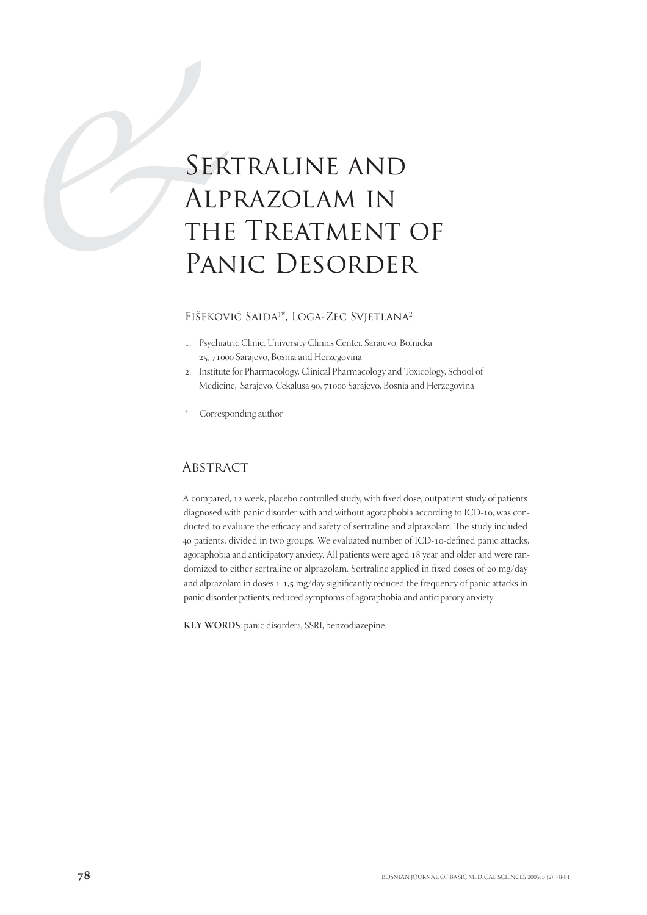# Sertraline and Alprazolam in the Treatment of Panic Desorder

Fišeković Saida[1]*, Loga-Zec Svjetlana[2]

1. Psychiatric Clinic, University Clinics Center, Sarajevo, Bolnicka 25, 71000 Sarajevo, Bosnia and Herzegovina
2. Institute for Pharmacology, Clinical Pharmacology and Toxicology, School of Medicine, Sarajevo, Cekalusa 90, 71000 Sarajevo, Bosnia and Herzegovina

\* Corresponding author

## Abstract

A compared, 12 week, placebo controlled study, with fixed dose, outpatient study of patients diagnosed with panic disorder with and without agoraphobia according to ICD-10, was conducted to evaluate the efficacy and safety of sertraline and alprazolam. The study included 40 patients, divided in two groups. We evaluated number of ICD-10-defined panic attacks, agoraphobia and anticipatory anxiety. All patients were aged 18 year and older and were randomized to either sertraline or alprazolam. Sertraline applied in fixed doses of 20 mg/day and alprazolam in doses 1-1,5 mg/day significantly reduced the frequency of panic attacks in panic disorder patients, reduced symptoms of agoraphobia and anticipatory anxiety.

**KEY WORDS**: panic disorders, SSRI, benzodiazepine.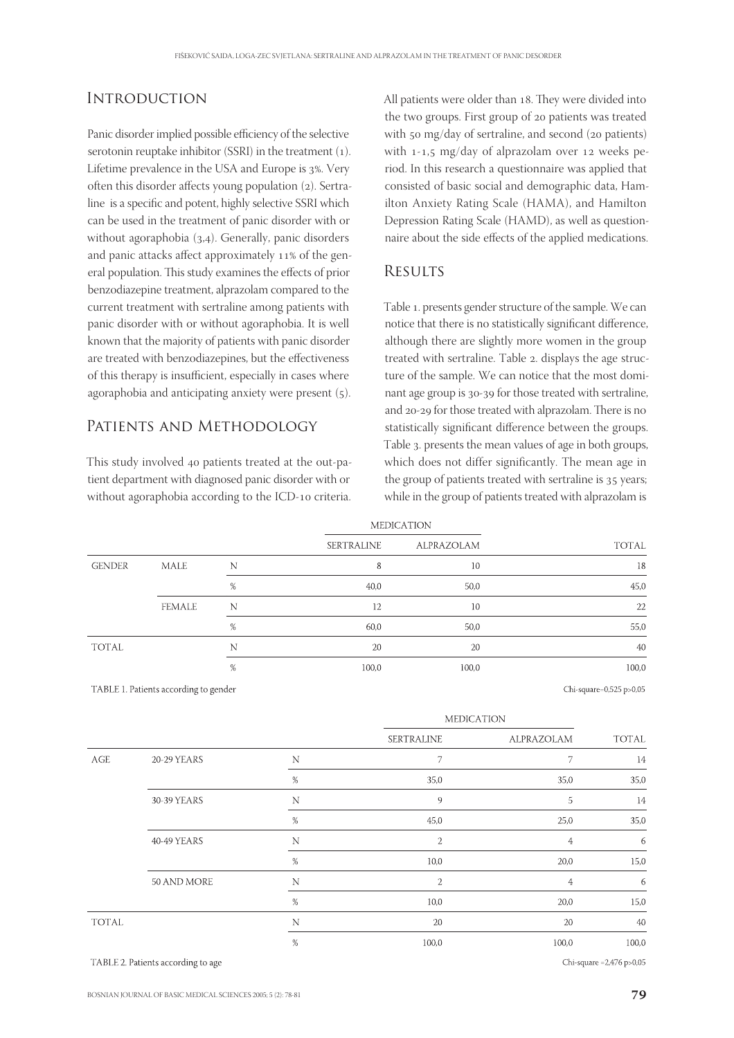## Introduction

Panic disorder implied possible efficiency of the selective serotonin reuptake inhibitor (SSRI) in the treatment (1). Lifetime prevalence in the USA and Europe is 3%. Very often this disorder affects young population (2). Sertraline is a specific and potent, highly selective SSRI which can be used in the treatment of panic disorder with or without agoraphobia (3,4). Generally, panic disorders and panic attacks affect approximately 11% of the general population. This study examines the effects of prior benzodiazepine treatment, alprazolam compared to the current treatment with sertraline among patients with panic disorder with or without agoraphobia. It is well known that the majority of patients with panic disorder are treated with benzodiazepines, but the effectiveness of this therapy is insufficient, especially in cases where agoraphobia and anticipating anxiety were present (5).

## Patients and Methodology

This study involved 40 patients treated at the out-patient department with diagnosed panic disorder with or without agoraphobia according to the ICD-10 criteria. All patients were older than 18. They were divided into the two groups. First group of 20 patients was treated with 50 mg/day of sertraline, and second (20 patients) with 1-1,5 mg/day of alprazolam over 12 weeks period. In this research a questionnaire was applied that consisted of basic social and demographic data, Hamilton Anxiety Rating Scale (HAMA), and Hamilton Depression Rating Scale (HAMD), as well as questionnaire about the side effects of the applied medications.

## Results

Table 1. presents gender structure of the sample. We can notice that there is no statistically significant difference, although there are slightly more women in the group treated with sertraline. Table 2. displays the age structure of the sample. We can notice that the most dominant age group is 30-39 for those treated with sertraline, and 20-29 for those treated with alprazolam. There is no statistically significant difference between the groups. Table 3. presents the mean values of age in both groups, which does not differ significantly. The mean age in the group of patients treated with sertraline is 35 years; while in the group of patients treated with alprazolam is

| | | | MEDICATION | | |
|---|---|---|---|---|---|
| | | | SERTRALINE | ALPRAZOLAM | TOTAL |
| GENDER | MALE | N | 8 | 10 | 18 |
| | | % | 40,0 | 50,0 | 45,0 |
| | FEMALE | N | 12 | 10 | 22 |
| | | % | 60,0 | 50,0 | 55,0 |
| TOTAL | | N | 20 | 20 | 40 |
| | | % | 100,0 | 100,0 | 100,0 |

TABLE 1. Patients according to gender

Chi-square=0,525 p>0,05

| | | | MEDICATION | | |
|---|---|---|---|---|---|
| | | | SERTRALINE | ALPRAZOLAM | TOTAL |
| AGE | 20-29 YEARS | N | 7 | 7 | 14 |
| | | % | 35,0 | 35,0 | 35,0 |
| | 30-39 YEARS | N | 9 | 5 | 14 |
| | | % | 45,0 | 25,0 | 35,0 |
| | 40-49 YEARS | N | 2 | 4 | 6 |
| | | % | 10,0 | 20,0 | 15,0 |
| | 50 AND MORE | N | 2 | 4 | 6 |
| | | % | 10,0 | 20,0 | 15,0 |
| TOTAL | | N | 20 | 20 | 40 |
| | | % | 100,0 | 100,0 | 100,0 |

TABLE 2. Patients according to age

Chi-square =2,476 p>0,05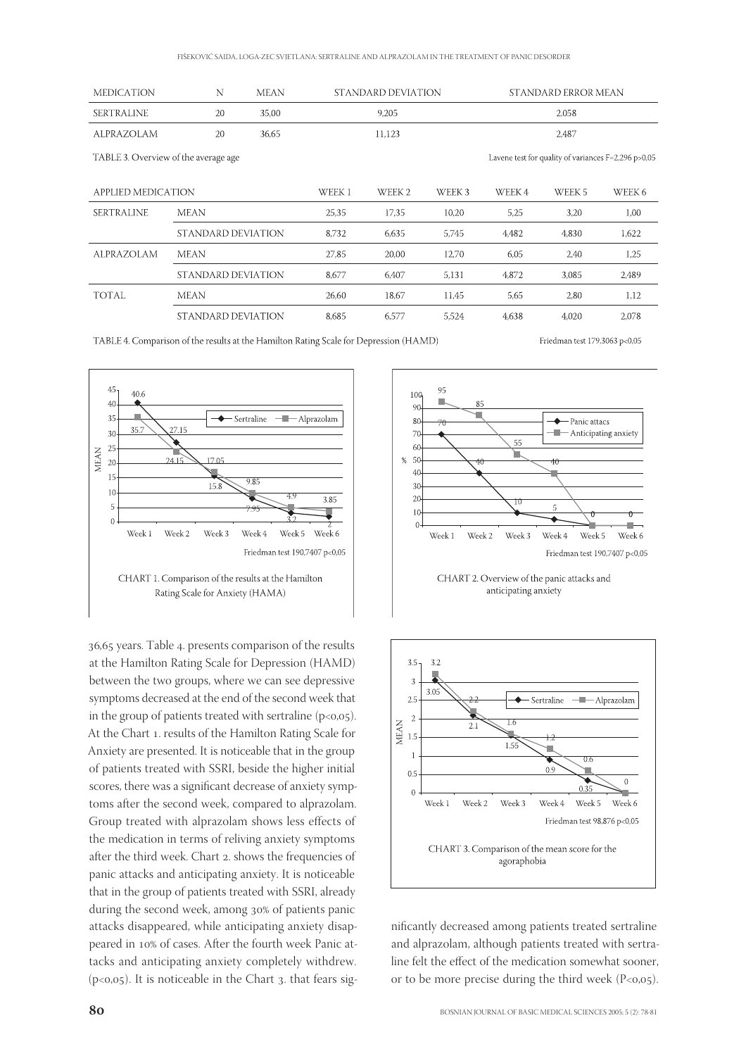| MEDICATION | N | MEAN | STANDARD DEVIATION | STANDARD ERROR MEAN |
|---|---|---|---|---|
| SERTRALINE | 20 | 35,00 | 9,205 | 2,058 |
| ALPRAZOLAM | 20 | 36,65 | 11,123 | 2,487 |

TABLE 3. Overview of the average age

Lavene test for quality of variances F=2,296 p>0,05

| APPLIED MEDICATION | | WEEK 1 | WEEK 2 | WEEK 3 | WEEK 4 | WEEK 5 | WEEK 6 |
|---|---|---|---|---|---|---|---|
| SERTRALINE | MEAN | 25,35 | 17,35 | 10,20 | 5,25 | 3,20 | 1,00 |
| | STANDARD DEVIATION | 8,732 | 6,635 | 5,745 | 4,482 | 4,830 | 1,622 |
| ALPRAZOLAM | MEAN | 27,85 | 20,00 | 12,70 | 6,05 | 2,40 | 1,25 |
| | STANDARD DEVIATION | 8,677 | 6,407 | 5,131 | 4,872 | 3,085 | 2,489 |
| TOTAL | MEAN | 26,60 | 18,67 | 11,45 | 5,65 | 2,80 | 1,12 |
| | STANDARD DEVIATION | 8,685 | 6,577 | 5,524 | 4,638 | 4,020 | 2,078 |

TABLE 4. Comparison of the results at the Hamilton Rating Scale for Depression (HAMD)

Friedman test 179,3063 p<0,05

| MEAN | Week 1 | Week 2 | Week 3 | Week 4 | Week 5 | Week 6 |
|---|---|---|---|---|---|---|
| Sertraline | 40.6 | 27.15 | 15.8 | 7.95 | 3.2 | 2 |
| Alprazolam | 35.7 | 24.15 | 17.05 | 9.85 | 4.9 | 3.85 |

Friedman test 190,7407 p<0,05

CHART 1. Comparison of the results at the Hamilton Rating Scale for Anxiety (HAMA)

| % | Week 1 | Week 2 | Week 3 | Week 4 | Week 5 | Week 6 |
|---|---|---|---|---|---|---|
| Panic attacs | 70 | 40 | 10 | 5 | 0 | 0 |
| Anticipating anxiety | 95 | 85 | 55 | 40 | 0 | 0 |

Friedman test 190,7407 p<0,05

CHART 2. Overview of the panic attacks and anticipating anxiety

| MEAN | Week 1 | Week 2 | Week 3 | Week 4 | Week 5 | Week 6 |
|---|---|---|---|---|---|---|
| Sertraline | 3.05 | 2.1 | 1.55 | 0.9 | 0.35 | 0 |
| Alprazolam | 3.2 | 2.2 | 1.6 | 1.2 | 0.6 | 0 |

Friedman test 98,876 p<0,05

CHART 3. Comparison of the mean score for the agoraphobia

36,65 years. Table 4. presents comparison of the results at the Hamilton Rating Scale for Depression (HAMD) between the two groups, where we can see depressive symptoms decreased at the end of the second week that in the group of patients treated with sertraline ($p<0,05$). At the Chart 1. results of the Hamilton Rating Scale for Anxiety are presented. It is noticeable that in the group of patients treated with SSRI, beside the higher initial scores, there was a significant decrease of anxiety symptoms after the second week, compared to alprazolam. Group treated with alprazolam shows less effects of the medication in terms of reliving anxiety symptoms after the third week. Chart 2. shows the frequencies of panic attacks and anticipating anxiety. It is noticeable that in the group of patients treated with SSRI, already during the second week, among 30% of patients panic attacks disappeared, while anticipating anxiety disappeared in 10% of cases. After the fourth week Panic attacks and anticipating anxiety completely withdrew. ($p<0,05$). It is noticeable in the Chart 3. that fears significantly decreased among patients treated sertraline and alprazolam, although patients treated with sertraline felt the effect of the medication somewhat sooner, or to be more precise during the third week ($P<0,05$).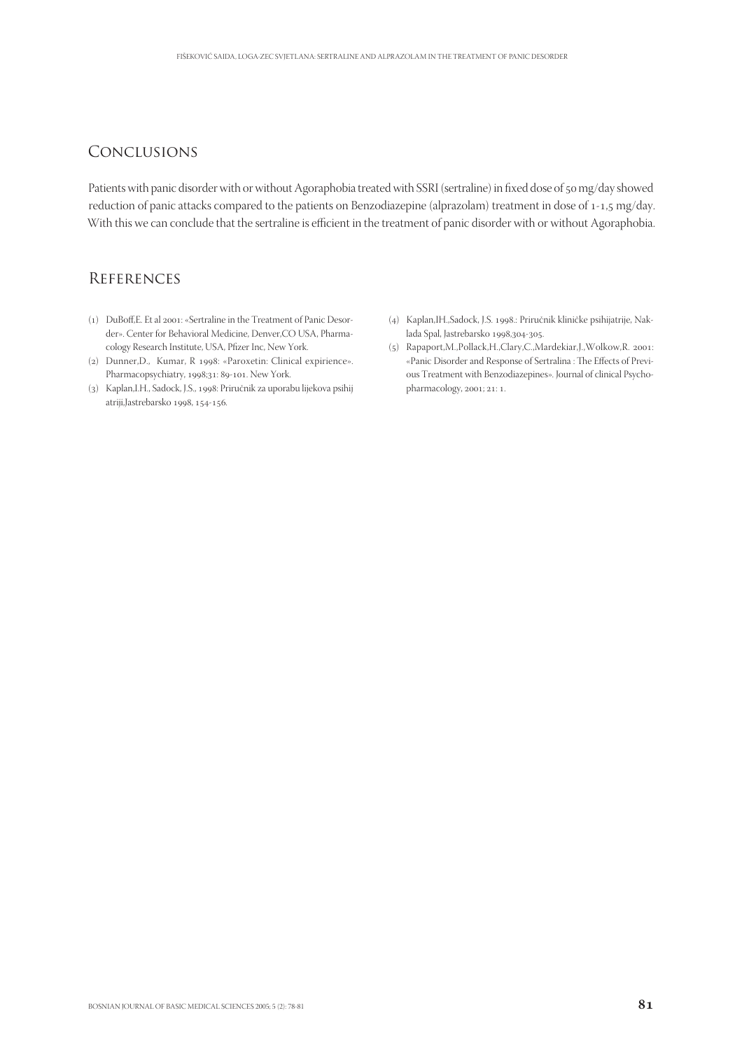## Conclusions

Patients with panic disorder with or without Agoraphobia treated with SSRI (sertraline) in fixed dose of 50 mg/day showed reduction of panic attacks compared to the patients on Benzodiazepine (alprazolam) treatment in dose of 1-1,5 mg/day. With this we can conclude that the sertraline is efficient in the treatment of panic disorder with or without Agoraphobia.

## References

1. DuBoff,E. Et al 2001: «Sertraline in the Treatment of Panic Desorder». Center for Behavioral Medicine, Denver,CO USA, Pharmacology Research Institute, USA, Pfizer Inc, New York.
2. Dunner,D., Kumar, R 1998: «Paroxetin: Clinical expirience». Pharmacopsychiatry, 1998;31: 89-101. New York.
3. Kaplan,I.H., Sadock, J.S., 1998: Priručnik za uporabu lijekova psihij atriji,Jastrebarsko 1998, 154-156.
4. Kaplan,IH.,Sadock, J.S. 1998.: Priručnik kliničke psihijatrije, Naklada Spal, Jastrebarsko 1998;304-305.
5. Rapaport,M.,Pollack,H.,Clary,C.,Mardekiar,J.,Wolkow,R. 2001: «Panic Disorder and Response of Sertralina : The Effects of Previous Treatment with Benzodiazepines». Journal of clinical Psychopharmacology, 2001; 21: 1.